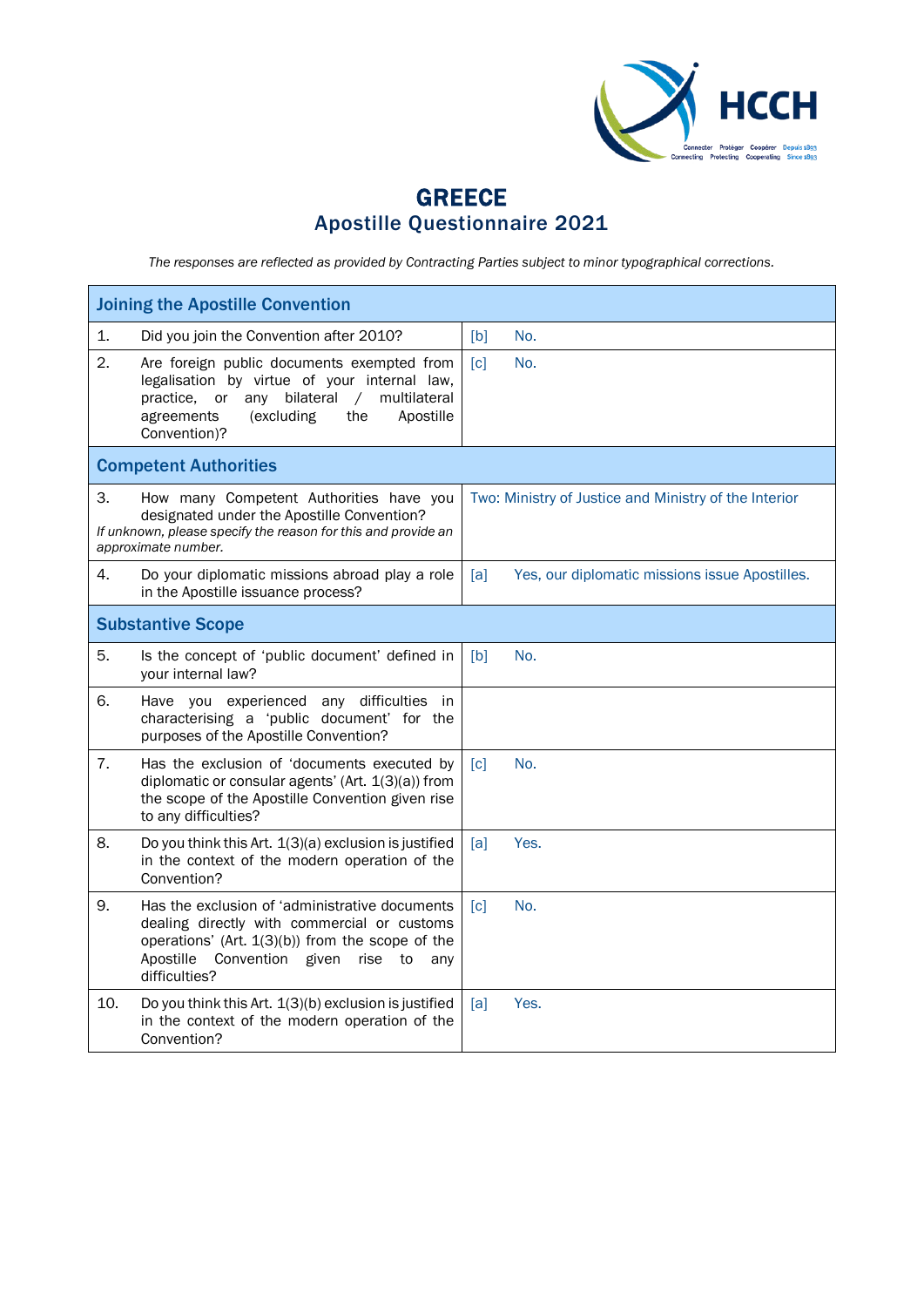# GREECE
## Apostille Questionnaire 2021

*The responses are reflected as provided by Contracting Parties subject to minor typographical corrections.*

| **Joining the Apostille Convention** | |
|---|---|
| 1. Did you join the Convention after 2010? | [b] No. |
| 2. Are foreign public documents exempted from legalisation by virtue of your internal law, practice, or any bilateral / multilateral agreements (excluding the Apostille Convention)? | [c] No. |
| **Competent Authorities** | |
| 3. How many Competent Authorities have you designated under the Apostille Convention? *If unknown, please specify the reason for this and provide an approximate number.* | Two: Ministry of Justice and Ministry of the Interior |
| 4. Do your diplomatic missions abroad play a role in the Apostille issuance process? | [a] Yes, our diplomatic missions issue Apostilles. |
| **Substantive Scope** | |
| 5. Is the concept of 'public document' defined in your internal law? | [b] No. |
| 6. Have you experienced any difficulties in characterising a 'public document' for the purposes of the Apostille Convention? | |
| 7. Has the exclusion of 'documents executed by diplomatic or consular agents' (Art. 1(3)(a)) from the scope of the Apostille Convention given rise to any difficulties? | [c] No. |
| 8. Do you think this Art. 1(3)(a) exclusion is justified in the context of the modern operation of the Convention? | [a] Yes. |
| 9. Has the exclusion of 'administrative documents dealing directly with commercial or customs operations' (Art. 1(3)(b)) from the scope of the Apostille Convention given rise to any difficulties? | [c] No. |
| 10. Do you think this Art. 1(3)(b) exclusion is justified in the context of the modern operation of the Convention? | [a] Yes. |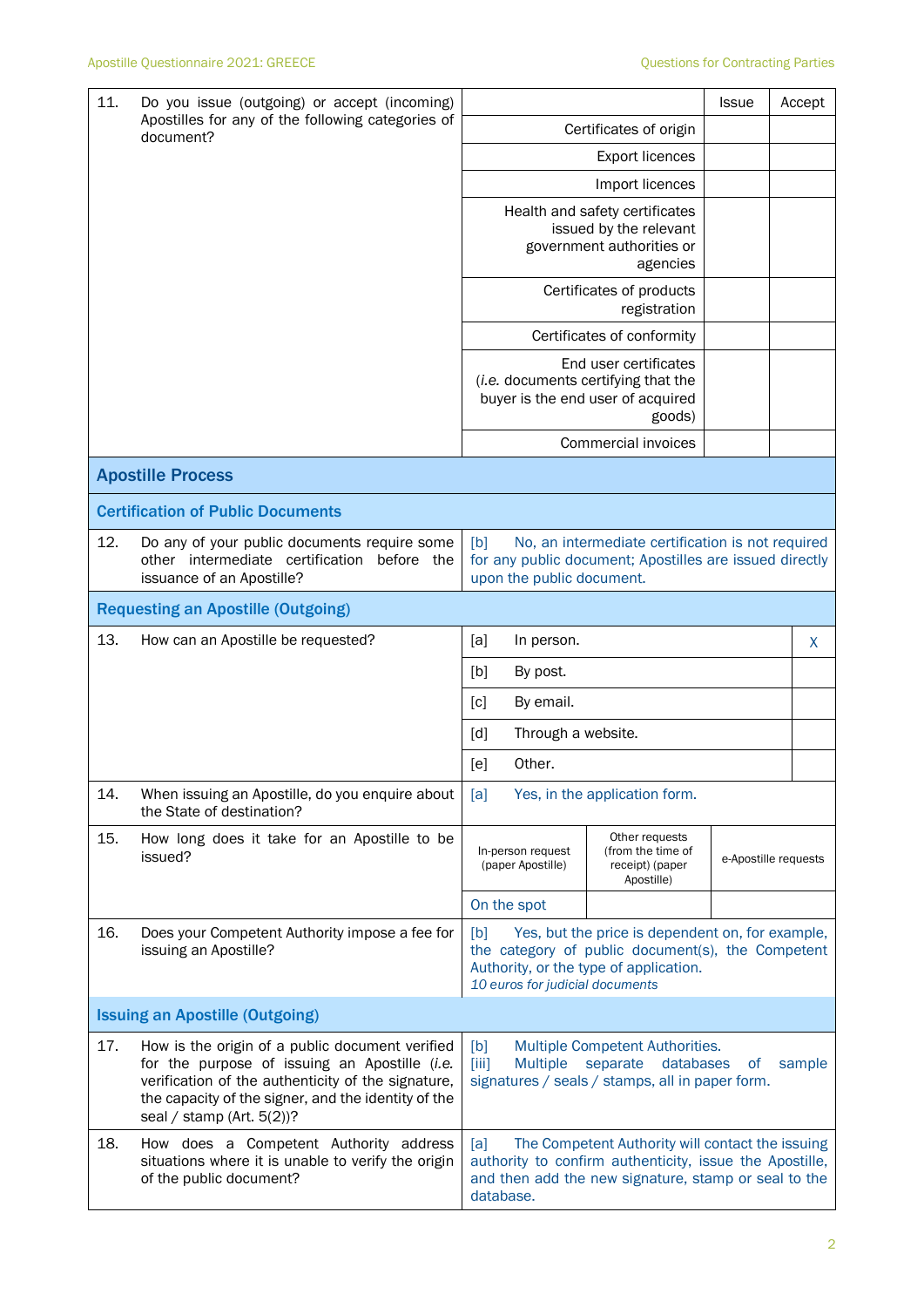| | | | Issue | Accept |
|---|---|---|---|---|
| 11. | Do you issue (outgoing) or accept (incoming) Apostilles for any of the following categories of document? | Certificates of origin | | |
| | | Export licences | | |
| | | Import licences | | |
| | | Health and safety certificates issued by the relevant government authorities or agencies | | |
| | | Certificates of products registration | | |
| | | Certificates of conformity | | |
| | | End user certificates (*i.e.* documents certifying that the buyer is the end user of acquired goods) | | |
| | | Commercial invoices | | |

## Apostille Process

### Certification of Public Documents

| | | |
|---|---|---|
| 12. | Do any of your public documents require some other intermediate certification before the issuance of an Apostille? | [b] No, an intermediate certification is not required for any public document; Apostilles are issued directly upon the public document. |

### Requesting an Apostille (Outgoing)

| | | | |
|---|---|---|---|
| 13. | How can an Apostille be requested? | [a] In person. | X |
| | | [b] By post. | |
| | | [c] By email. | |
| | | [d] Through a website. | |
| | | [e] Other. | |

| | | |
|---|---|---|
| 14. | When issuing an Apostille, do you enquire about the State of destination? | [a] Yes, in the application form. |

| | | In-person request (paper Apostille) | Other requests (from the time of receipt) (paper Apostille) | e-Apostille requests |
|---|---|---|---|---|
| 15. | How long does it take for an Apostille to be issued? | On the spot | | |

| | | |
|---|---|---|
| 16. | Does your Competent Authority impose a fee for issuing an Apostille? | [b] Yes, but the price is dependent on, for example, the category of public document(s), the Competent Authority, or the type of application. *10 euros for judicial documents* |

### Issuing an Apostille (Outgoing)

| | | |
|---|---|---|
| 17. | How is the origin of a public document verified for the purpose of issuing an Apostille (*i.e.* verification of the authenticity of the signature, the capacity of the signer, and the identity of the seal / stamp (Art. 5(2))? | [b] Multiple Competent Authorities. [iii] Multiple separate databases of sample signatures / seals / stamps, all in paper form. |
| 18. | How does a Competent Authority address situations where it is unable to verify the origin of the public document? | [a] The Competent Authority will contact the issuing authority to confirm authenticity, issue the Apostille, and then add the new signature, stamp or seal to the database. |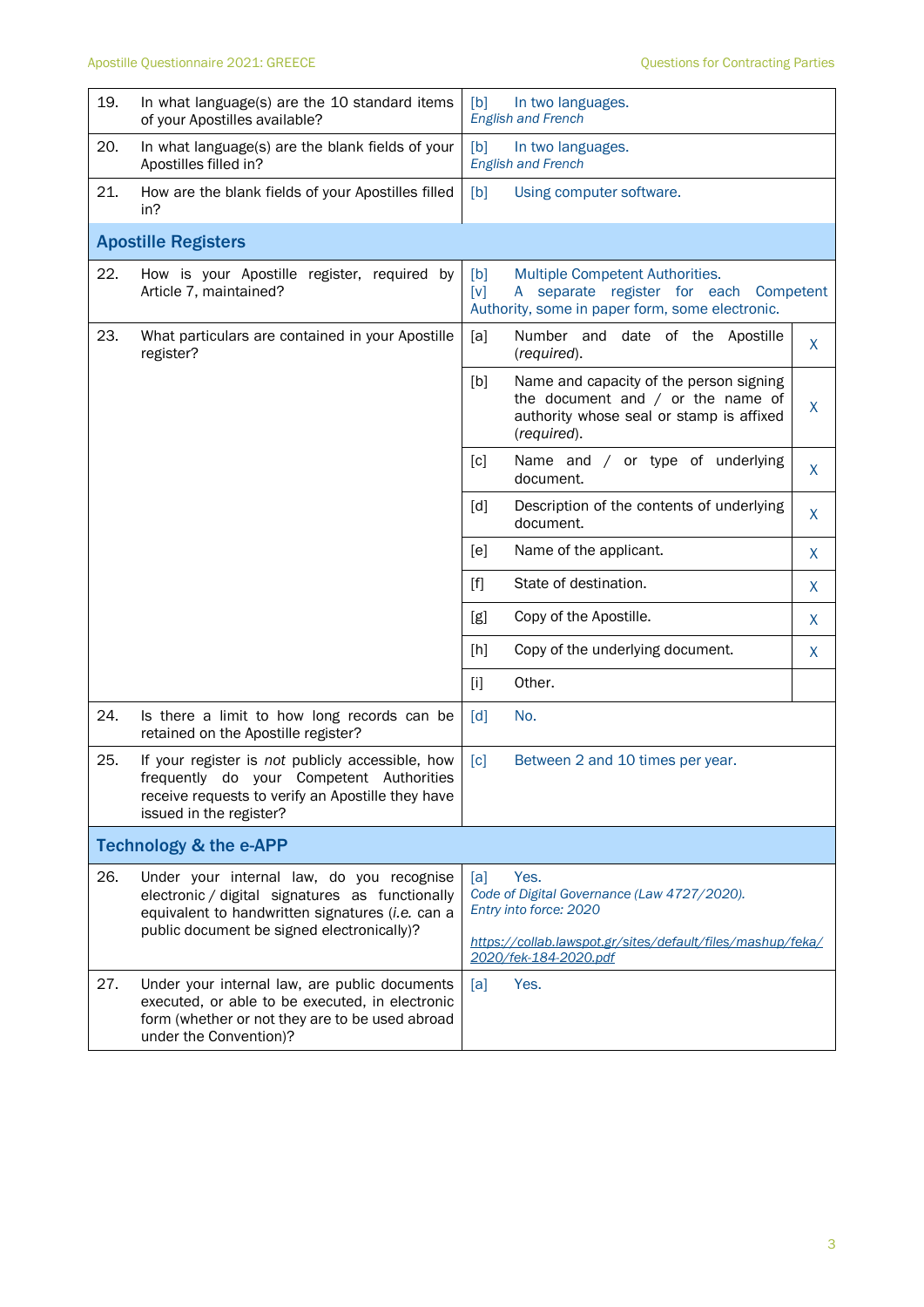| | | | |
|---|---|---|---|
| 19. | In what language(s) are the 10 standard items of your Apostilles available? | [b] In two languages.<br>*English and French* | |
| 20. | In what language(s) are the blank fields of your Apostilles filled in? | [b] In two languages.<br>*English and French* | |
| 21. | How are the blank fields of your Apostilles filled in? | [b] Using computer software. | |
| **Apostille Registers** | | | |
| 22. | How is your Apostille register, required by Article 7, maintained? | [b] Multiple Competent Authorities.<br>[v] A separate register for each Competent Authority, some in paper form, some electronic. | |
| 23. | What particulars are contained in your Apostille register? | [a] Number and date of the Apostille (*required*). | X |
| | | [b] Name and capacity of the person signing the document and / or the name of authority whose seal or stamp is affixed (*required*). | X |
| | | [c] Name and / or type of underlying document. | X |
| | | [d] Description of the contents of underlying document. | X |
| | | [e] Name of the applicant. | X |
| | | [f] State of destination. | X |
| | | [g] Copy of the Apostille. | X |
| | | [h] Copy of the underlying document. | X |
| | | [i] Other. | |
| 24. | Is there a limit to how long records can be retained on the Apostille register? | [d] No. | |
| 25. | If your register is *not* publicly accessible, how frequently do your Competent Authorities receive requests to verify an Apostille they have issued in the register? | [c] Between 2 and 10 times per year. | |
| **Technology & the e-APP** | | | |
| 26. | Under your internal law, do you recognise electronic / digital signatures as functionally equivalent to handwritten signatures (*i.e.* can a public document be signed electronically)? | [a] Yes.<br>*Code of Digital Governance (Law 4727/2020).*<br>*Entry into force: 2020*<br><br>*https://collab.lawspot.gr/sites/default/files/mashup/feka/2020/fek-184-2020.pdf* | |
| 27. | Under your internal law, are public documents executed, or able to be executed, in electronic form (whether or not they are to be used abroad under the Convention)? | [a] Yes. | |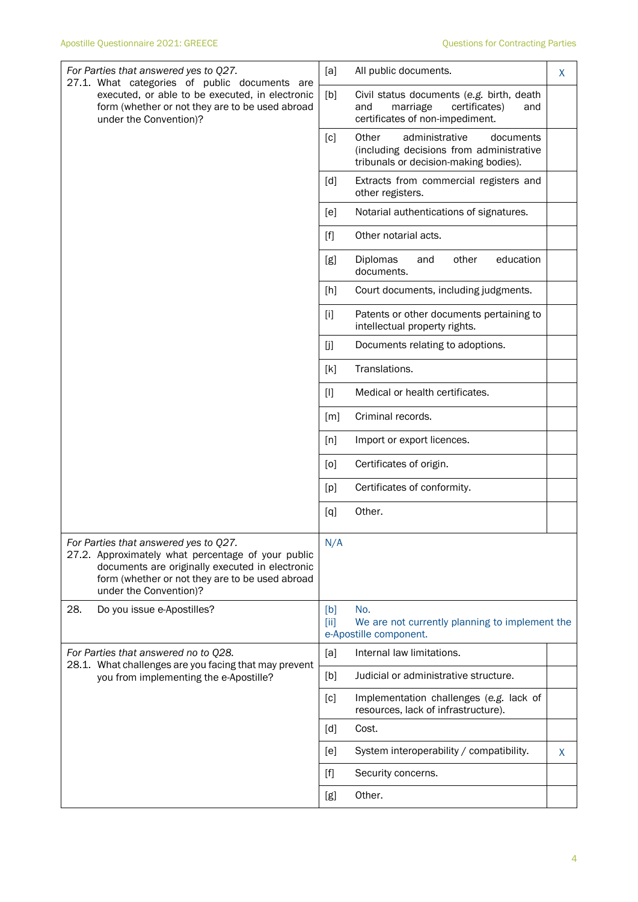| Question | | Answer | |
|---|---|---|---|
| *For Parties that answered yes to Q27.*<br>27.1. What categories of public documents are executed, or able to be executed, in electronic form (whether or not they are to be used abroad under the Convention)? | [a] | All public documents. | X |
| | [b] | Civil status documents (*e.g.* birth, death and marriage certificates) and certificates of non-impediment. | |
| | [c] | Other administrative documents (including decisions from administrative tribunals or decision-making bodies). | |
| | [d] | Extracts from commercial registers and other registers. | |
| | [e] | Notarial authentications of signatures. | |
| | [f] | Other notarial acts. | |
| | [g] | Diplomas and other education documents. | |
| | [h] | Court documents, including judgments. | |
| | [i] | Patents or other documents pertaining to intellectual property rights. | |
| | [j] | Documents relating to adoptions. | |
| | [k] | Translations. | |
| | [l] | Medical or health certificates. | |
| | [m] | Criminal records. | |
| | [n] | Import or export licences. | |
| | [o] | Certificates of origin. | |
| | [p] | Certificates of conformity. | |
| | [q] | Other. | |
| *For Parties that answered yes to Q27.*<br>27.2. Approximately what percentage of your public documents are originally executed in electronic form (whether or not they are to be used abroad under the Convention)? | N/A | | |
| 28. Do you issue e-Apostilles? | [b]<br>[ii] | No.<br>We are not currently planning to implement the e-Apostille component. | |
| *For Parties that answered no to Q28.*<br>28.1. What challenges are you facing that may prevent you from implementing the e-Apostille? | [a] | Internal law limitations. | |
| | [b] | Judicial or administrative structure. | |
| | [c] | Implementation challenges (*e.g.* lack of resources, lack of infrastructure). | |
| | [d] | Cost. | |
| | [e] | System interoperability / compatibility. | X |
| | [f] | Security concerns. | |
| | [g] | Other. | |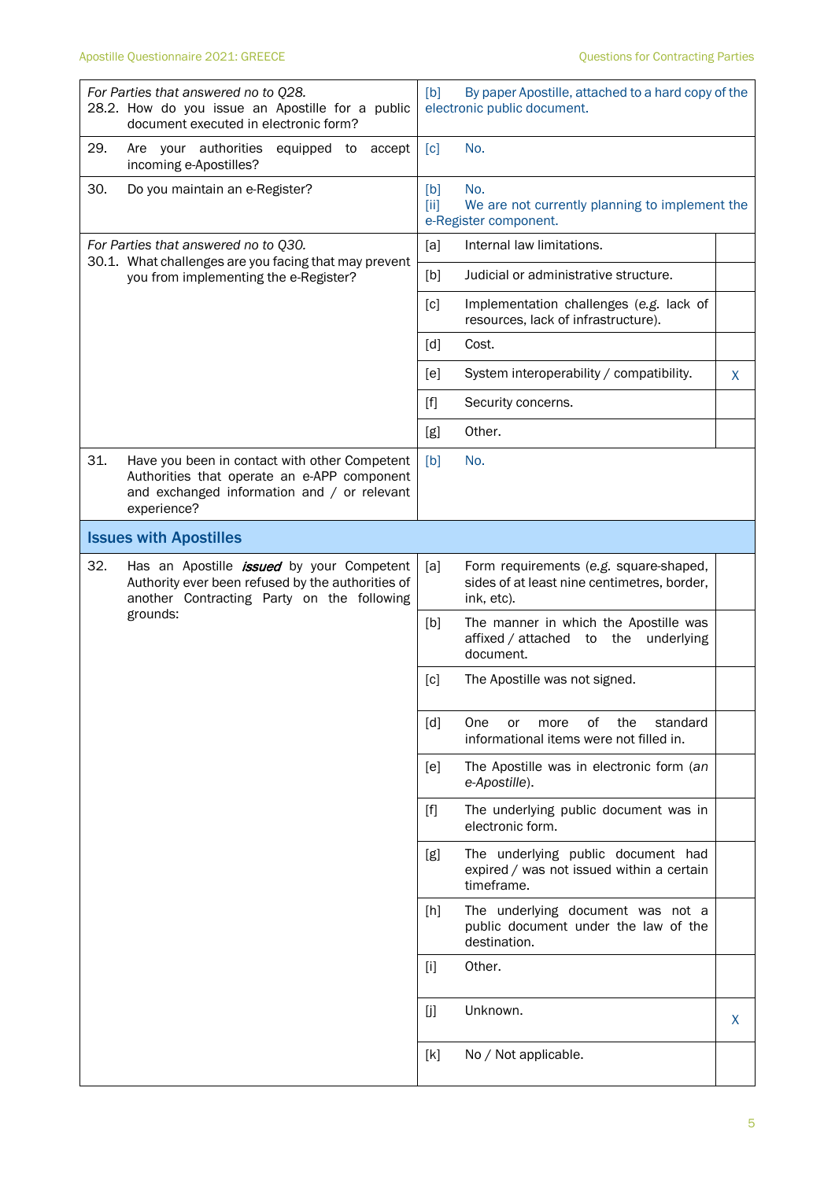| Question | Answer | |
|---|---|---|
| *For Parties that answered no to Q28.*<br>28.2. How do you issue an Apostille for a public document executed in electronic form? | [b] By paper Apostille, attached to a hard copy of the electronic public document. | |
| 29. Are your authorities equipped to accept incoming e-Apostilles? | [c] No. | |
| 30. Do you maintain an e-Register? | [b] No.<br>[ii] We are not currently planning to implement the e-Register component. | |
| *For Parties that answered no to Q30.*<br>30.1. What challenges are you facing that may prevent you from implementing the e-Register? | [a] Internal law limitations. | |
| | [b] Judicial or administrative structure. | |
| | [c] Implementation challenges (*e.g.* lack of resources, lack of infrastructure). | |
| | [d] Cost. | |
| | [e] System interoperability / compatibility. | X |
| | [f] Security concerns. | |
| | [g] Other. | |
| 31. Have you been in contact with other Competent Authorities that operate an e-APP component and exchanged information and / or relevant experience? | [b] No. | |

## Issues with Apostilles

| Question | Answer | |
|---|---|---|
| 32. Has an Apostille ***issued*** by your Competent Authority ever been refused by the authorities of another Contracting Party on the following grounds: | [a] Form requirements (e.g. square-shaped, sides of at least nine centimetres, border, ink, etc). | |
| | [b] The manner in which the Apostille was affixed / attached to the underlying document. | |
| | [c] The Apostille was not signed. | |
| | [d] One or more of the standard informational items were not filled in. | |
| | [e] The Apostille was in electronic form (*an e-Apostille*). | |
| | [f] The underlying public document was in electronic form. | |
| | [g] The underlying public document had expired / was not issued within a certain timeframe. | |
| | [h] The underlying document was not a public document under the law of the destination. | |
| | [i] Other. | |
| | [j] Unknown. | X |
| | [k] No / Not applicable. | |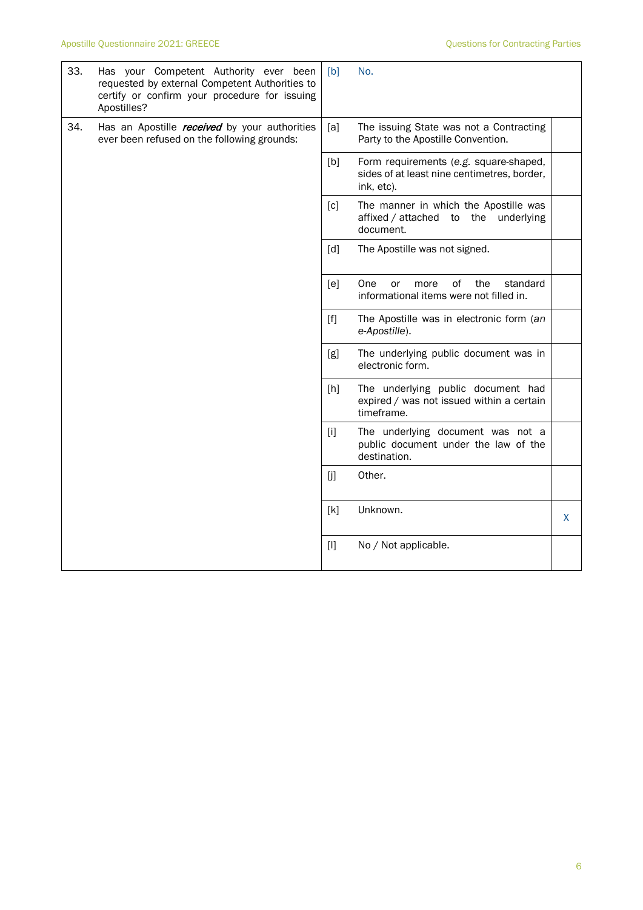| | | | | |
|---|---|---|---|---|
| 33. | Has your Competent Authority ever been requested by external Competent Authorities to certify or confirm your procedure for issuing Apostilles? | [b] | No. | |
| 34. | Has an Apostille ***received*** by your authorities ever been refused on the following grounds: | [a] | The issuing State was not a Contracting Party to the Apostille Convention. | |
| | | [b] | Form requirements (*e.g.* square-shaped, sides of at least nine centimetres, border, ink, etc). | |
| | | [c] | The manner in which the Apostille was affixed / attached to the underlying document. | |
| | | [d] | The Apostille was not signed. | |
| | | [e] | One or more of the standard informational items were not filled in. | |
| | | [f] | The Apostille was in electronic form (*an e-Apostille*). | |
| | | [g] | The underlying public document was in electronic form. | |
| | | [h] | The underlying public document had expired / was not issued within a certain timeframe. | |
| | | [i] | The underlying document was not a public document under the law of the destination. | |
| | | [j] | Other. | |
| | | [k] | Unknown. | X |
| | | [l] | No / Not applicable. | |